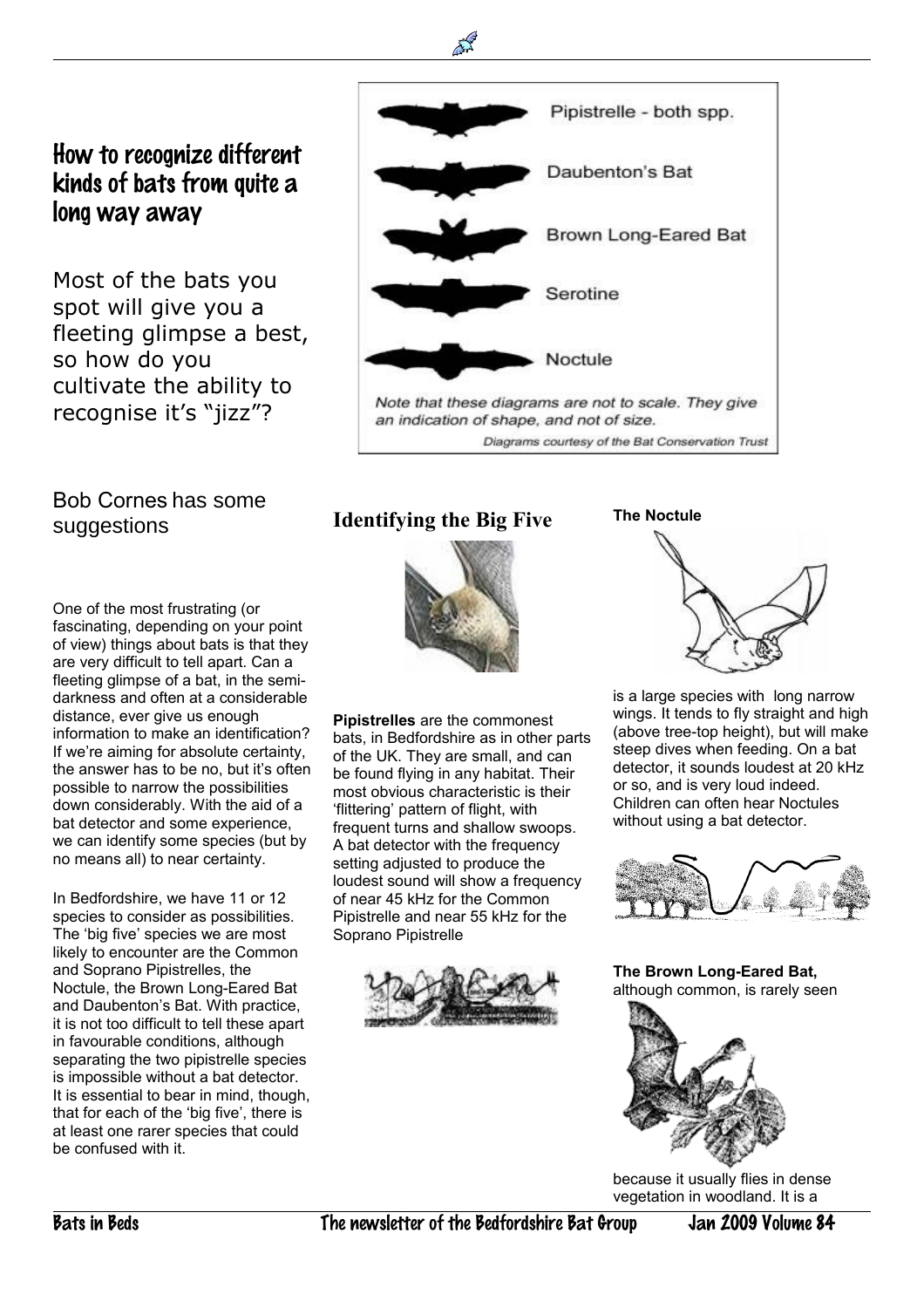# How to recognize different kinds of bats from quite a long way away

Most of the bats you spot will give you a fleeting glimpse a best, so how do you cultivate the ability to recognise it's "jizz"?

Pipistrelle - both spp.

Daubenton's Bat

Brown Long-Eared Bat

Serotine

Noctule

*Note that these diagrams are not to scale. They give an indication of shape, and not of size.*

*Diagrams courtesy of the Bat Conservation Trust*

## Bob Cornes has some suggestions

One of the most frustrating (or fascinating, depending on your point of view) things about bats is that they are very difficult to tell apart. Can a fleeting glimpse of a bat, in the semi-darkness and often at a considerable distance, ever give us enough information to make an identification? If we're aiming for absolute certainty, the answer has to be no, but it's often possible to narrow the possibilities down considerably. With the aid of a bat detector and some experience, we can identify some species (but by no means all) to near certainty.

In Bedfordshire, we have 11 or 12 species to consider as possibilities. The 'big five' species we are most likely to encounter are the Common and Soprano Pipistrelles, the Noctule, the Brown Long-Eared Bat and Daubenton's Bat. With practice, it is not too difficult to tell these apart in favourable conditions, although separating the two pipistrelle species is impossible without a bat detector. It is essential to bear in mind, though, that for each of the 'big five', there is at least one rarer species that could be confused with it.

## Identifying the Big Five

**Pipistrelles** are the commonest bats, in Bedfordshire as in other parts of the UK. They are small, and can be found flying in any habitat. Their most obvious characteristic is their 'flittering' pattern of flight, with frequent turns and shallow swoops. A bat detector with the frequency setting adjusted to produce the loudest sound will show a frequency of near 45 kHz for the Common Pipistrelle and near 55 kHz for the Soprano Pipistrelle

**The Noctule**

is a large species with long narrow wings. It tends to fly straight and high (above tree-top height), but will make steep dives when feeding. On a bat detector, it sounds loudest at 20 kHz or so, and is very loud indeed. Children can often hear Noctules without using a bat detector.

**The Brown Long-Eared Bat,** although common, is rarely seen

because it usually flies in dense vegetation in woodland. It is a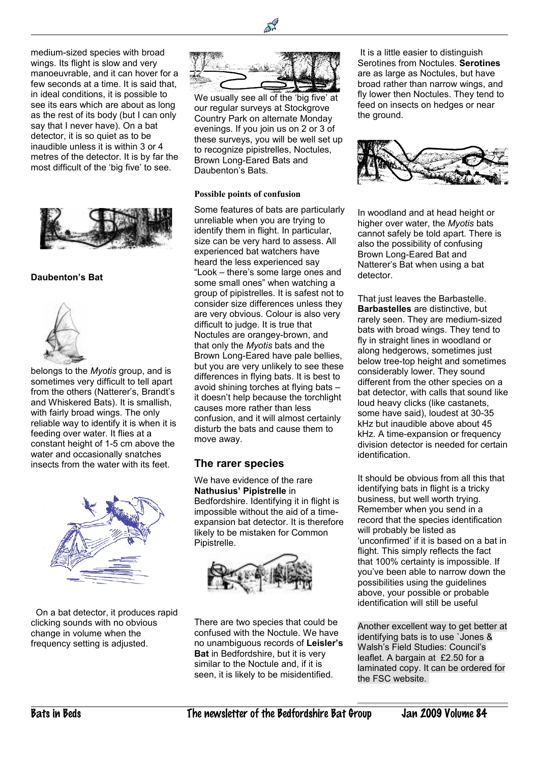medium-sized species with broad wings. Its flight is slow and very manoeuvrable, and it can hover for a few seconds at a time. It is said that, in ideal conditions, it is possible to see its ears which are about as long as the rest of its body (but I can only say that I never have). On a bat detector, it is so quiet as to be inaudible unless it is within 3 or 4 metres of the detector. It is by far the most difficult of the 'big five' to see.

**Daubenton's Bat**

belongs to the *Myotis* group, and is sometimes very difficult to tell apart from the others (Natterer's, Brandt's and Whiskered Bats). It is smallish, with fairly broad wings. The only reliable way to identify it is when it is feeding over water. It flies at a constant height of 1-5 cm above the water and occasionally snatches insects from the water with its feet.

On a bat detector, it produces rapid clicking sounds with no obvious change in volume when the frequency setting is adjusted.

We usually see all of the 'big five' at our regular surveys at Stockgrove Country Park on alternate Monday evenings. If you join us on 2 or 3 of these surveys, you will be well set up to recognize pipistrelles, Noctules, Brown Long-Eared Bats and Daubenton's Bats.

**Possible points of confusion**

Some features of bats are particularly unreliable when you are trying to identify them in flight. In particular, size can be very hard to assess. All experienced bat watchers have heard the less experienced say "Look – there's some large ones and some small ones" when watching a group of pipistrelles. It is safest not to consider size differences unless they are very obvious. Colour is also very difficult to judge. It is true that Noctules are orangey-brown, and that only the *Myotis* bats and the Brown Long-Eared have pale bellies, but you are very unlikely to see these differences in flying bats. It is best to avoid shining torches at flying bats – it doesn't help because the torchlight causes more rather than less confusion, and it will almost certainly disturb the bats and cause them to move away.

## The rarer species

We have evidence of the rare **Nathusius' Pipistrelle** in Bedfordshire. Identifying it in flight is impossible without the aid of a time-expansion bat detector. It is therefore likely to be mistaken for Common Pipistrelle.

There are two species that could be confused with the Noctule. We have no unambiguous records of **Leisler's Bat** in Bedfordshire, but it is very similar to the Noctule and, if it is seen, it is likely to be misidentified.

It is a little easier to distinguish Serotines from Noctules. **Serotines** are as large as Noctules, but have broad rather than narrow wings, and fly lower then Noctules. They tend to feed on insects on hedges or near the ground.

In woodland and at head height or higher over water, the *Myotis* bats cannot safely be told apart. There is also the possibility of confusing Brown Long-Eared Bat and Natterer's Bat when using a bat detector.

That just leaves the Barbastelle. **Barbastelles** are distinctive, but rarely seen. They are medium-sized bats with broad wings. They tend to fly in straight lines in woodland or along hedgerows, sometimes just below tree-top height and sometimes considerably lower. They sound different from the other species on a bat detector, with calls that sound like loud heavy clicks (like castanets, some have said), loudest at 30-35 kHz but inaudible above about 45 kHz. A time-expansion or frequency division detector is needed for certain identification.

It should be obvious from all this that identifying bats in flight is a tricky business, but well worth trying. Remember when you send in a record that the species identification will probably be listed as 'unconfirmed' if it is based on a bat in flight. This simply reflects the fact that 100% certainty is impossible. If you've been able to narrow down the possibilities using the guidelines above, your possible or probable identification will still be useful

Another excellent way to get better at identifying bats is to use `Jones & Walsh's Field Studies: Council's leaflet. A bargain at £2.50 for a laminated copy. It can be ordered for the FSC website.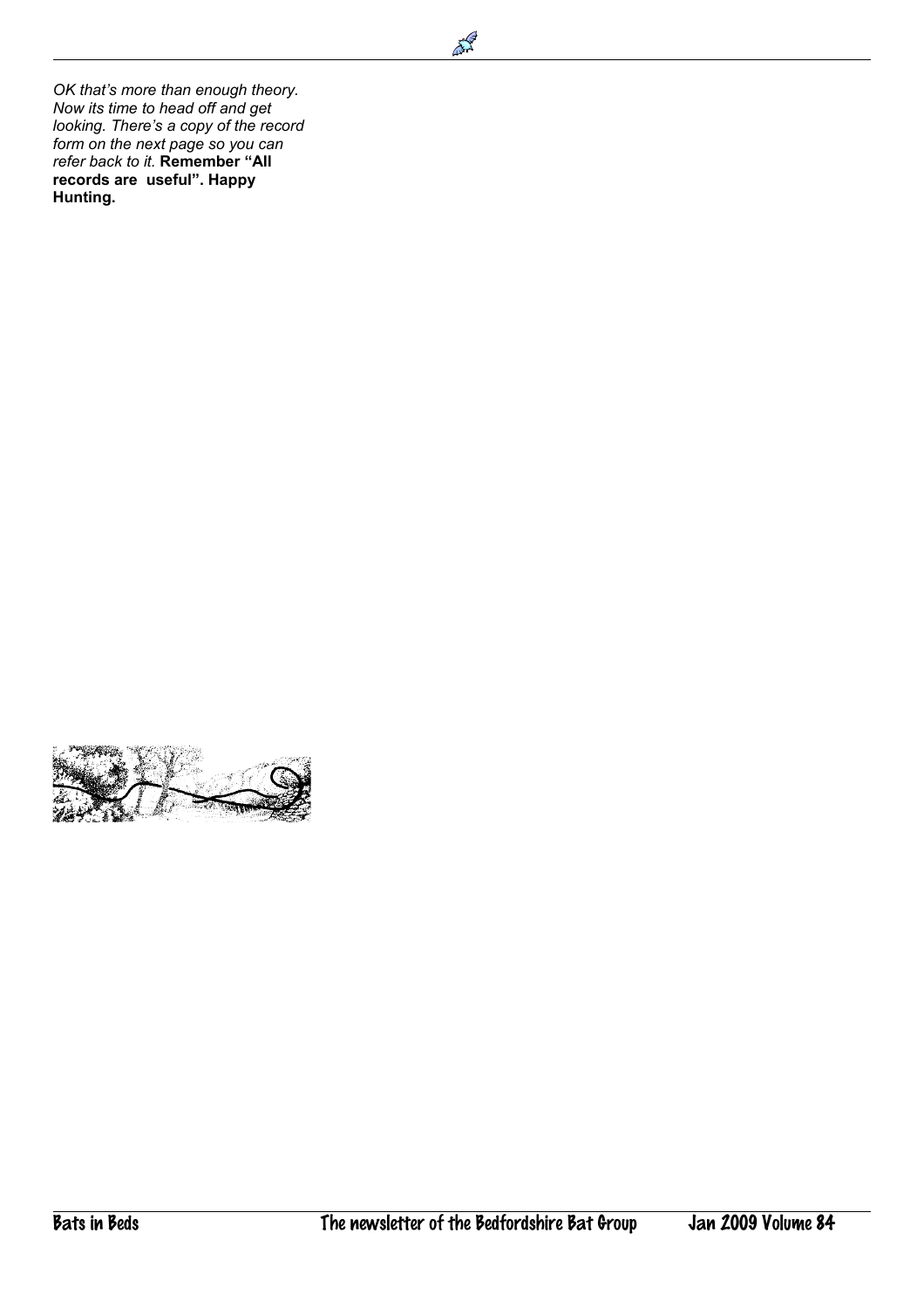*OK that's more than enough theory. Now its time to head off and get looking. There's a copy of the record form on the next page so you can refer back to it.* **Remember "All records are useful". Happy Hunting.**